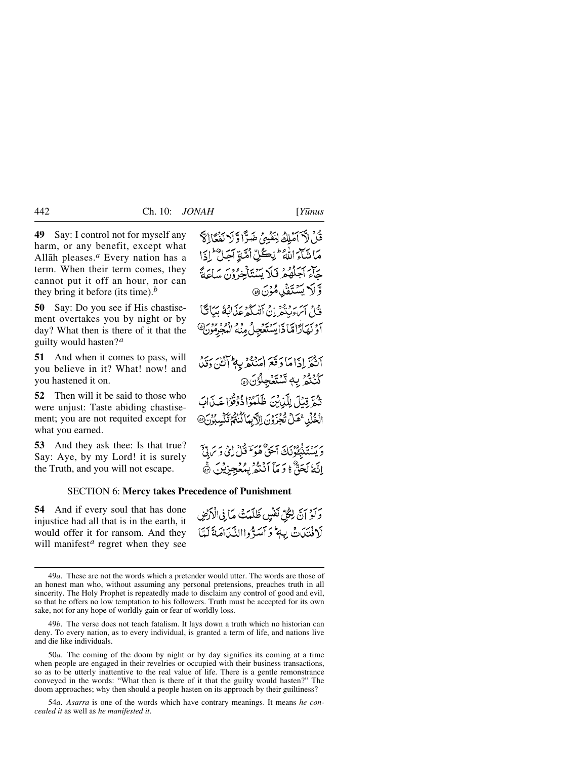**49** Say: I control not for myself any harm, or any benefit, except what Allāh pleases.[a] Every nation has a term. When their term comes, they cannot put it off an hour, nor can they bring it before (its time).[b]

قُلْ لَّآ اَمْلِكُ لِنَفْسِيْ ضَرًّا وَّلَا نَفْعًا اِلَّا مَا شَآءَ اللّٰهُ ؕ لِكُلِّ اُمَّةٍ اَجَلٌ ؕ اِذَا جَآءَ اَجَلُهُمْ فَلَا يَسْتَاْخِرُوْنَ سَاعَةً وَّلَا يَسْتَقْدِمُوْنَ ﴿۴۹﴾

**50** Say: Do you see if His chastisement overtakes you by night or by day? What then is there of it that the guilty would hasten?[a]

قُلْ اَرَءَيْتُمْ اِنْ اَتٰىكُمْ عَذَابُهٗ بَيَاتًا اَوْ نَهَارًا مَّاذَا يَسْتَعْجِلُ مِنْهُ الْمُجْرِمُوْنَ ﴿۵۰﴾

**51** And when it comes to pass, will you believe in it? What! now! and you hastened it on.

اَثُمَّ اِذَا مَا وَقَعَ اٰمَنْتُمْ بِهٖ ؕ آٰلْـٰٔنَ وَقَدْ كُنْتُمْ بِهٖ تَسْتَعْجِلُوْنَ ﴿۵۱﴾

**52** Then will it be said to those who were unjust: Taste abiding chastisement; you are not requited except for what you earned.

ثُمَّ قِيْلَ لِلَّذِيْنَ ظَلَمُوْا ذُوْقُوْا عَذَابَ الْخُلْدِ ۚ هَلْ تُجْزَوْنَ اِلَّا بِمَا كُنْتُمْ تَكْسِبُوْنَ ﴿۵۲﴾

**53** And they ask thee: Is that true? Say: Aye, by my Lord! it is surely the Truth, and you will not escape.

وَيَسْتَنْۢبِـُٔوْنَكَ اَحَقٌّ هُوَ ؕ قُلْ اِيْ وَرَبِّيْٓ اِنَّهٗ لَحَقٌّ ؕ وَمَآ اَنْتُمْ بِمُعْجِزِيْنَ ﴿۵۳﴾

### SECTION 6: **Mercy takes Precedence of Punishment**

**54** And if every soul that has done injustice had all that is in the earth, it would offer it for ransom. And they will manifest[a] regret when they see

وَلَوْ اَنَّ لِكُلِّ نَفْسٍ ظَلَمَتْ مَا فِي الْاَرْضِ لَافْتَدَتْ بِهٖ ؕ وَاَسَرُّوا النَّدَامَةَ لَمَّا

---

49*a*. These are not the words which a pretender would utter. The words are those of an honest man who, without assuming any personal pretensions, preaches truth in all sincerity. The Holy Prophet is repeatedly made to disclaim any control of good and evil, so that he offers no low temptation to his followers. Truth must be accepted for its own sake, not for any hope of worldly gain or fear of worldly loss.

49*b*. The verse does not teach fatalism. It lays down a truth which no historian can deny. To every nation, as to every individual, is granted a term of life, and nations live and die like individuals.

50*a*. The coming of the doom by night or by day signifies its coming at a time when people are engaged in their revelries or occupied with their business transactions, so as to be utterly inattentive to the real value of life. There is a gentle remonstrance conveyed in the words: "What then is there of it that the guilty would hasten?" The doom approaches; why then should a people hasten on its approach by their guiltiness?

54*a*. *Asarra* is one of the words which have contrary meanings. It means *he concealed it* as well as *he manifested it*.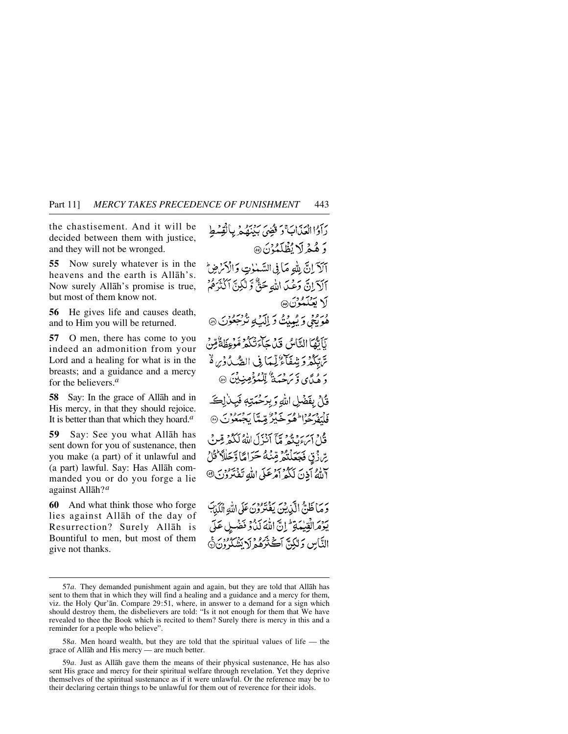the chastisement. And it will be decided between them with justice, and they will not be wronged.

رَاَوُا الْعَذَابَ ۚ وَ قُضِیَ بَیْنَهُمْ بِالْقِسْطِ وَ هُمْ لَا یُظْلَمُوْنَ ﴿۵۴﴾

**55** Now surely whatever is in the heavens and the earth is Allāh's. Now surely Allāh's promise is true, but most of them know not.

اَلَاۤ اِنَّ لِلّٰهِ مَا فِی السَّمٰوٰتِ وَ الْاَرْضِ ؕ اَلَاۤ اِنَّ وَعْدَ اللّٰهِ حَقٌّ وَّ لٰكِنَّ اَكْثَرَهُمْ لَا یَعْلَمُوْنَ ﴿۵۵﴾

**56** He gives life and causes death, and to Him you will be returned.

هُوَ یُحْیٖ وَ یُمِیْتُ وَ اِلَیْهِ تُرْجَعُوْنَ ﴿۵۶﴾

**57** O men, there has come to you indeed an admonition from your Lord and a healing for what is in the breasts; and a guidance and a mercy for the believers.[a]

یٰۤاَیُّهَا النَّاسُ قَدْ جَآءَتْكُمْ مَّوْعِظَةٌ مِّنْ رَّبِّكُمْ وَ شِفَآءٌ لِّمَا فِی الصُّدُوْرِ ۙ۬ وَ هُدًی وَّ رَحْمَةٌ لِّلْمُؤْمِنِیْنَ ﴿۵۷﴾

**58** Say: In the grace of Allāh and in His mercy, in that they should rejoice. It is better than that which they hoard.[a]

قُلْ بِفَضْلِ اللّٰهِ وَ بِرَحْمَتِهٖ فَبِذٰلِكَ فَلْیَفْرَحُوْا ؕ هُوَ خَیْرٌ مِّمَّا یَجْمَعُوْنَ ﴿۵۸﴾

**59** Say: See you what Allāh has sent down for you of sustenance, then you make (a part) of it unlawful and (a part) lawful. Say: Has Allāh commanded you or do you forge a lie against Allāh?[a]

قُلْ اَرَءَیْتُمْ مَّاۤ اَنْزَلَ اللّٰهُ لَكُمْ مِّنْ رِّزْقٍ فَجَعَلْتُمْ مِّنْهُ حَرَامًا وَّ حَلٰلًا ؕ قُلْ آٰللّٰهُ اَذِنَ لَكُمْ اَمْ عَلَی اللّٰهِ تَفْتَرُوْنَ ﴿۵۹﴾

**60** And what think those who forge lies against Allāh of the day of Resurrection? Surely Allāh is Bountiful to men, but most of them give not thanks.

وَ مَا ظَنُّ الَّذِیْنَ یَفْتَرُوْنَ عَلَی اللّٰهِ الْكَذِبَ یَوْمَ الْقِیٰمَةِ ؕ اِنَّ اللّٰهَ لَذُوْ فَضْلٍ عَلَی النَّاسِ وَ لٰكِنَّ اَكْثَرَهُمْ لَا یَشْكُرُوْنَ ﴿۶۰﴾

---

57*a*. They demanded punishment again and again, but they are told that Allāh has sent to them that in which they will find a healing and a guidance and a mercy for them, viz. the Holy Qur'ān. Compare 29:51, where, in answer to a demand for a sign which should destroy them, the disbelievers are told: "Is it not enough for them that We have revealed to thee the Book which is recited to them? Surely there is mercy in this and a reminder for a people who believe".

58*a*. Men hoard wealth, but they are told that the spiritual values of life — the grace of Allāh and His mercy — are much better.

59*a*. Just as Allāh gave them the means of their physical sustenance, He has also sent His grace and mercy for their spiritual welfare through revelation. Yet they deprive themselves of the spiritual sustenance as if it were unlawful. Or the reference may be to their declaring certain things to be unlawful for them out of reverence for their idols.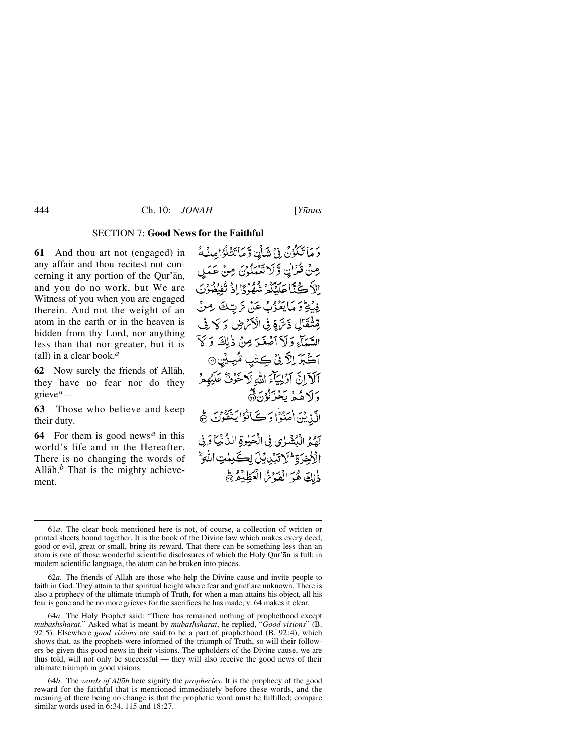## SECTION 7: **Good News for the Faithful**

**61** And thou art not (engaged) in any affair and thou recitest not concerning it any portion of the Qur'ān, and you do no work, but We are Witness of you when you are engaged therein. And not the weight of an atom in the earth or in the heaven is hidden from thy Lord, nor anything less than that nor greater, but it is (all) in a clear book.[a]

وَ مَا تَكُوْنُ فِيْ شَاْنٍ وَّ مَا تَتْلُوْا مِنْهُ مِنْ قُرْاٰنٍ وَّ لَا تَعْمَلُوْنَ مِنْ عَمَلٍ اِلَّا كُنَّا عَلَيْكُمْ شُهُوْدًا اِذْ تُفِيْضُوْنَ فِيْهِ ؕ وَ مَا يَعْزُبُ عَنْ رَّبِّكَ مِنْ مِّثْقَالِ ذَرَّةٍ فِي الْاَرْضِ وَ لَا فِي السَّمَآءِ وَ لَاۤ اَصْغَرَ مِنْ ذٰلِكَ وَ لَاۤ اَكْبَرَ اِلَّا فِيْ كِتٰبٍ مُّبِيْنٍ ﴿۶۱﴾

**62** Now surely the friends of Allāh, they have no fear nor do they grieve[a] —

اَلَاۤ اِنَّ اَوْلِيَآءَ اللّٰهِ لَا خَوْفٌ عَلَيْهِمْ وَ لَا هُمْ يَحْزَنُوْنَ ﴿۶۲﴾

**63** Those who believe and keep their duty.

الَّذِيْنَ اٰمَنُوْا وَ كَانُوْا يَتَّقُوْنَ ﴿۶۳﴾

**64** For them is good news[a] in this world's life and in the Hereafter. There is no changing the words of Allāh.[b] That is the mighty achievement.

لَهُمُ الْبُشْرٰى فِي الْحَيٰوةِ الدُّنْيَا وَ فِي الْاٰخِرَةِ ؕ لَا تَبْدِيْلَ لِكَلِمٰتِ اللّٰهِ ؕ ذٰلِكَ هُوَ الْفَوْزُ الْعَظِيْمُ ﴿۶۴﴾

---

61*a*. The clear book mentioned here is not, of course, a collection of written or printed sheets bound together. It is the book of the Divine law which makes every deed, good or evil, great or small, bring its reward. That there can be something less than an atom is one of those wonderful scientific disclosures of which the Holy Qur'ān is full; in modern scientific language, the atom can be broken into pieces.

62*a*. The friends of Allāh are those who help the Divine cause and invite people to faith in God. They attain to that spiritual height where fear and grief are unknown. There is also a prophecy of the ultimate triumph of Truth, for when a man attains his object, all his fear is gone and he no more grieves for the sacrifices he has made; v. 64 makes it clear.

64*a*. The Holy Prophet said: "There has remained nothing of prophethood except *mubashsharāt*." Asked what is meant by *mubashsharāt*, he replied, "*Good visions*" (B. 92:5). Elsewhere *good visions* are said to be a part of prophethood (B. 92:4), which shows that, as the prophets were informed of the triumph of Truth, so will their followers be given this good news in their visions. The upholders of the Divine cause, we are thus told, will not only be successful — they will also receive the good news of their ultimate triumph in good visions.

64*b*. The *words of Allāh* here signify the *prophecies*. It is the prophecy of the good reward for the faithful that is mentioned immediately before these words, and the meaning of there being no change is that the prophetic word must be fulfilled; compare similar words used in 6:34, 115 and 18:27.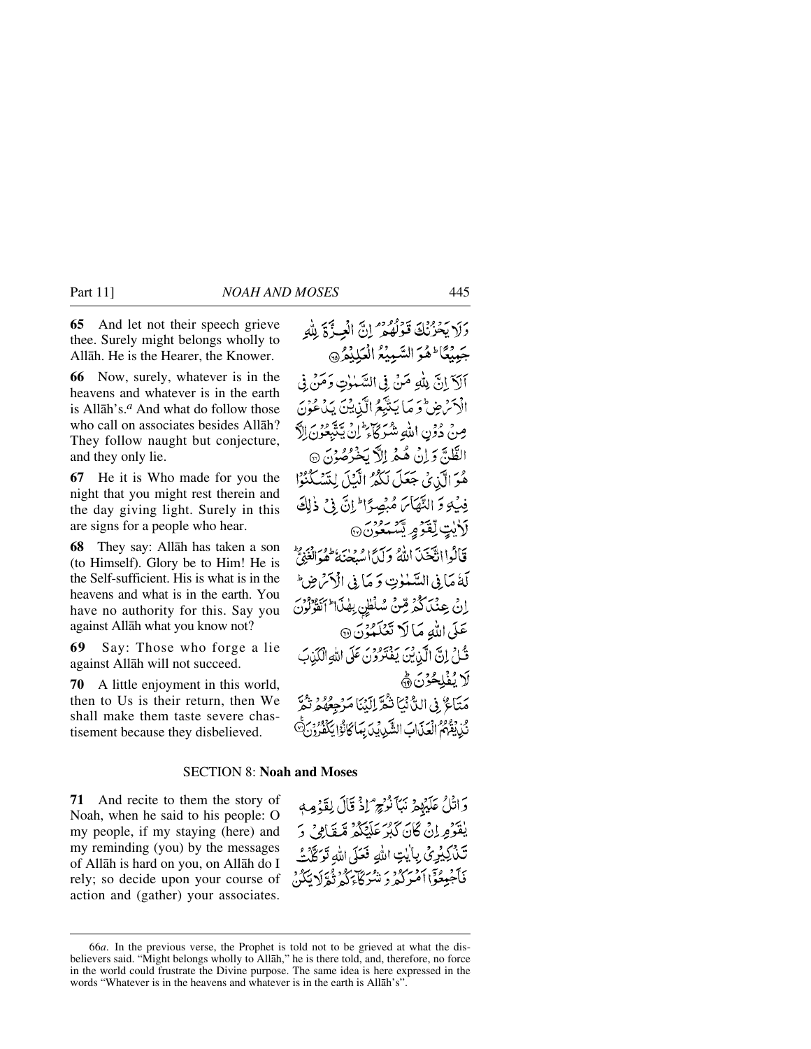**65** And let not their speech grieve thee. Surely might belongs wholly to Allāh. He is the Hearer, the Knower.

وَلَا يَحْزُنْكَ قَوْلُهُمْ ۘ إِنَّ الْعِزَّةَ لِلَّهِ جَمِيعًا ۚ هُوَ السَّمِيعُ الْعَلِيمُ ﴿٦٥﴾

**66** Now, surely, whatever is in the heavens and whatever is in the earth is Allāh's.[a] And what do follow those who call on associates besides Allāh? They follow naught but conjecture, and they only lie.

أَلَا إِنَّ لِلَّهِ مَنْ فِي السَّمَاوَاتِ وَمَنْ فِي الْأَرْضِ ۗ وَمَا يَتَّبِعُ الَّذِينَ يَدْعُونَ مِنْ دُونِ اللَّهِ شُرَكَاءَ ۚ إِنْ يَتَّبِعُونَ إِلَّا الظَّنَّ وَإِنْ هُمْ إِلَّا يَخْرُصُونَ ﴿٦٦﴾

**67** He it is Who made for you the night that you might rest therein and the day giving light. Surely in this are signs for a people who hear.

هُوَ الَّذِي جَعَلَ لَكُمُ اللَّيْلَ لِتَسْكُنُوا فِيهِ وَالنَّهَارَ مُبْصِرًا ۚ إِنَّ فِي ذَٰلِكَ لَآيَاتٍ لِقَوْمٍ يَسْمَعُونَ ﴿٦٧﴾

**68** They say: Allāh has taken a son (to Himself). Glory be to Him! He is the Self-sufficient. His is what is in the heavens and what is in the earth. You have no authority for this. Say you against Allāh what you know not?

قَالُوا اتَّخَذَ اللَّهُ وَلَدًا ۗ سُبْحَانَهُ ۖ هُوَ الْغَنِيُّ ۖ لَهُ مَا فِي السَّمَاوَاتِ وَمَا فِي الْأَرْضِ ۚ إِنْ عِنْدَكُمْ مِنْ سُلْطَانٍ بِهَٰذَا ۚ أَتَقُولُونَ عَلَى اللَّهِ مَا لَا تَعْلَمُونَ ﴿٦٨﴾

**69** Say: Those who forge a lie against Allāh will not succeed.

قُلْ إِنَّ الَّذِينَ يَفْتَرُونَ عَلَى اللَّهِ الْكَذِبَ لَا يُفْلِحُونَ ﴿٦٩﴾

**70** A little enjoyment in this world, then to Us is their return, then We shall make them taste severe chastisement because they disbelieved.

مَتَاعٌ فِي الدُّنْيَا ثُمَّ إِلَيْنَا مَرْجِعُهُمْ ثُمَّ نُذِيقُهُمُ الْعَذَابَ الشَّدِيدَ بِمَا كَانُوا يَكْفُرُونَ ﴿٧٠﴾

## SECTION 8: Noah and Moses

**71** And recite to them the story of Noah, when he said to his people: O my people, if my staying (here) and my reminding (you) by the messages of Allāh is hard on you, on Allāh do I rely; so decide upon your course of action and (gather) your associates.

وَاتْلُ عَلَيْهِمْ نَبَأَ نُوحٍ إِذْ قَالَ لِقَوْمِهِ يَا قَوْمِ إِنْ كَانَ كَبُرَ عَلَيْكُمْ مَقَامِي وَتَذْكِيرِي بِآيَاتِ اللَّهِ فَعَلَى اللَّهِ تَوَكَّلْتُ فَأَجْمِعُوا أَمْرَكُمْ وَشُرَكَاءَكُمْ ثُمَّ لَا يَكُنْ

---

66*a*. In the previous verse, the Prophet is told not to be grieved at what the disbelievers said. "Might belongs wholly to Allāh," he is there told, and, therefore, no force in the world could frustrate the Divine purpose. The same idea is here expressed in the words "Whatever is in the heavens and whatever is in the earth is Allāh's".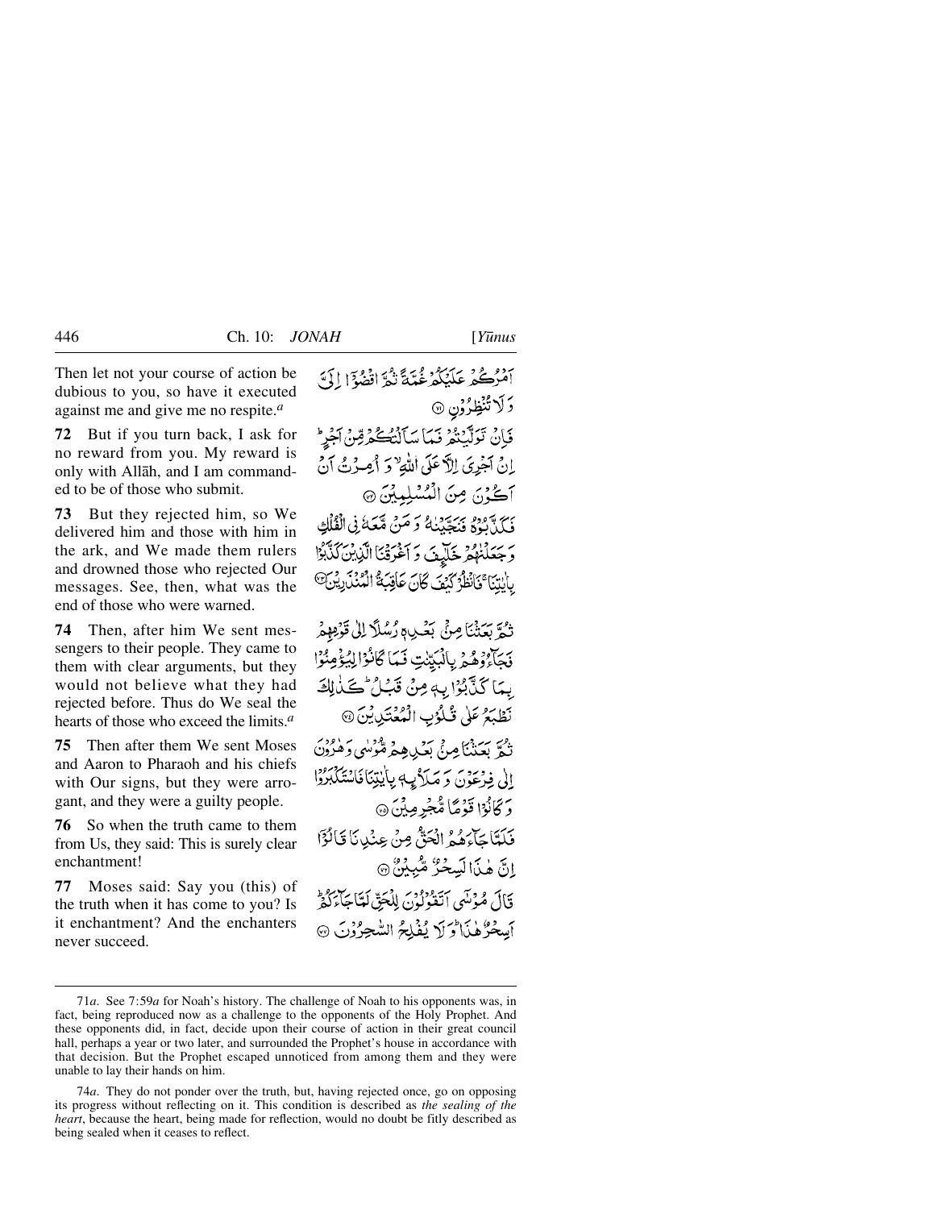Then let not your course of action be dubious to you, so have it executed against me and give me no respite.[a]

أَمْرُكُمْ عَلَيْكُمْ غُمَّةً ثُمَّ اقْضُوٓا إِلَيَّ وَلَا تُنظِرُونِ ۝

**72** But if you turn back, I ask for no reward from you. My reward is only with Allāh, and I am commanded to be of those who submit.

فَإِن تَوَلَّيْتُمْ فَمَا سَأَلْتُكُم مِّنْ أَجْرٍ ۖ إِنْ أَجْرِيَ إِلَّا عَلَى اللَّهِ ۖ وَأُمِرْتُ أَنْ أَكُونَ مِنَ الْمُسْلِمِينَ ۝

**73** But they rejected him, so We delivered him and those with him in the ark, and We made them rulers and drowned those who rejected Our messages. See, then, what was the end of those who were warned.

فَكَذَّبُوهُ فَنَجَّيْنَاهُ وَمَن مَّعَهُ فِي الْفُلْكِ وَجَعَلْنَاهُمْ خَلَائِفَ وَأَغْرَقْنَا الَّذِينَ كَذَّبُوا بِآيَاتِنَا ۖ فَانظُرْ كَيْفَ كَانَ عَاقِبَةُ الْمُنذَرِينَ ۝

**74** Then, after him We sent messengers to their people. They came to them with clear arguments, but they would not believe what they had rejected before. Thus do We seal the hearts of those who exceed the limits.[a]

ثُمَّ بَعَثْنَا مِن بَعْدِهِ رُسُلًا إِلَىٰ قَوْمِهِمْ فَجَاءُوهُم بِالْبَيِّنَاتِ فَمَا كَانُوا لِيُؤْمِنُوا بِمَا كَذَّبُوا بِهِ مِن قَبْلُ ۚ كَذَٰلِكَ نَطْبَعُ عَلَىٰ قُلُوبِ الْمُعْتَدِينَ ۝

**75** Then after them We sent Moses and Aaron to Pharaoh and his chiefs with Our signs, but they were arrogant, and they were a guilty people.

ثُمَّ بَعَثْنَا مِن بَعْدِهِم مُّوسَىٰ وَهَارُونَ إِلَىٰ فِرْعَوْنَ وَمَلَئِهِ بِآيَاتِنَا فَاسْتَكْبَرُوا وَكَانُوا قَوْمًا مُّجْرِمِينَ ۝

**76** So when the truth came to them from Us, they said: This is surely clear enchantment!

فَلَمَّا جَاءَهُمُ الْحَقُّ مِنْ عِندِنَا قَالُوا إِنَّ هَٰذَا لَسِحْرٌ مُّبِينٌ ۝

**77** Moses said: Say you (this) of the truth when it has come to you? Is it enchantment? And the enchanters never succeed.

قَالَ مُوسَىٰ أَتَقُولُونَ لِلْحَقِّ لَمَّا جَاءَكُمْ ۖ أَسِحْرٌ هَٰذَا وَلَا يُفْلِحُ السَّاحِرُونَ ۝

---

71*a*. See 7:59*a* for Noah's history. The challenge of Noah to his opponents was, in fact, being reproduced now as a challenge to the opponents of the Holy Prophet. And these opponents did, in fact, decide upon their course of action in their great council hall, perhaps a year or two later, and surrounded the Prophet's house in accordance with that decision. But the Prophet escaped unnoticed from among them and they were unable to lay their hands on him.

74*a*. They do not ponder over the truth, but, having rejected once, go on opposing its progress without reflecting on it. This condition is described as *the sealing of the heart*, because the heart, being made for reflection, would no doubt be fitly described as being sealed when it ceases to reflect.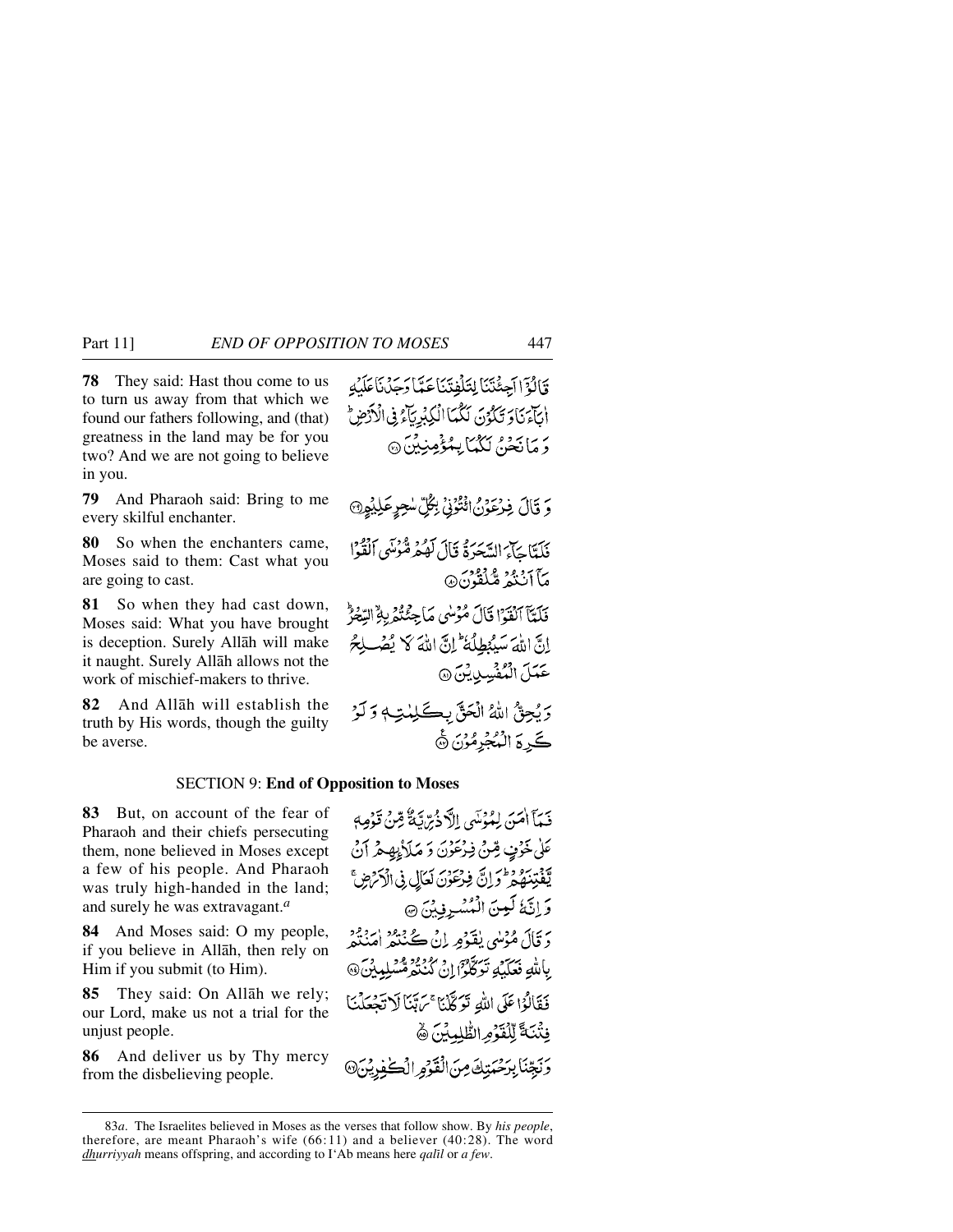**78** They said: Hast thou come to us to turn us away from that which we found our fathers following, and (that) greatness in the land may be for you two? And we are not going to believe in you.

قَالُوْٓا اَجِئْتَنَا لِتَلْفِتَنَا عَمَّا وَجَدْنَا عَلَيْهِ اٰبَآءَنَا وَ تَكُوْنَ لَكُمَا الْكِبْرِيَآءُ فِي الْاَرْضِ ؕ وَ مَا نَحْنُ لَكُمَا بِمُؤْمِنِيْنَ ﴿۷۸﴾

**79** And Pharaoh said: Bring to me every skilful enchanter.

وَ قَالَ فِرْعَوْنُ ائْتُوْنِيْ بِكُلِّ سٰحِرٍ عَلِيْمٍ ﴿۷۹﴾

**80** So when the enchanters came, Moses said to them: Cast what you are going to cast.

فَلَمَّا جَآءَ السَّحَرَةُ قَالَ لَهُمْ مُّوْسٰۤى اَلْقُوْا مَاۤ اَنْتُمْ مُّلْقُوْنَ ﴿۸۰﴾

**81** So when they had cast down, Moses said: What you have brought is deception. Surely Allāh will make it naught. Surely Allāh allows not the work of mischief-makers to thrive.

فَلَمَّاۤ اَلْقَوْا قَالَ مُوْسٰى مَا جِئْتُمْ بِهِ ۙ السِّحْرُ ؕ اِنَّ اللّٰهَ سَيُبْطِلُهٗ ؕ اِنَّ اللّٰهَ لَا يُصْلِحُ عَمَلَ الْمُفْسِدِيْنَ ﴿۸۱﴾

**82** And Allāh will establish the truth by His words, though the guilty be averse.

وَ يُحِقُّ اللّٰهُ الْحَقَّ بِكَلِمٰتِهٖ وَ لَوْ كَرِهَ الْمُجْرِمُوْنَ ﴿۸۲﴾

## SECTION 9: End of Opposition to Moses

**83** But, on account of the fear of Pharaoh and their chiefs persecuting them, none believed in Moses except a few of his people. And Pharaoh was truly high-handed in the land; and surely he was extravagant.[a]

فَمَاۤ اٰمَنَ لِمُوْسٰۤى اِلَّا ذُرِّيَّةٌ مِّنْ قَوْمِهٖ عَلٰى خَوْفٍ مِّنْ فِرْعَوْنَ وَ مَلَا۠ئِهِمْ اَنْ يَّفْتِنَهُمْ ؕ وَ اِنَّ فِرْعَوْنَ لَعَالٍ فِي الْاَرْضِ ۚ وَ اِنَّهٗ لَمِنَ الْمُسْرِفِيْنَ ﴿۸۳﴾

**84** And Moses said: O my people, if you believe in Allāh, then rely on Him if you submit (to Him).

وَ قَالَ مُوْسٰى يٰقَوْمِ اِنْ كُنْتُمْ اٰمَنْتُمْ بِاللّٰهِ فَعَلَيْهِ تَوَكَّلُوْۤا اِنْ كُنْتُمْ مُّسْلِمِيْنَ ﴿۸۴﴾

**85** They said: On Allāh we rely; our Lord, make us not a trial for the unjust people.

فَقَالُوْا عَلَى اللّٰهِ تَوَكَّلْنَا ۚ رَبَّنَا لَا تَجْعَلْنَا فِتْنَةً لِّلْقَوْمِ الظّٰلِمِيْنَ ﴿۸۵﴾

**86** And deliver us by Thy mercy from the disbelieving people.

وَ نَجِّنَا بِرَحْمَتِكَ مِنَ الْقَوْمِ الْكٰفِرِيْنَ ﴿۸۶﴾

---

83*a*. The Israelites believed in Moses as the verses that follow show. By *his people*, therefore, are meant Pharaoh's wife (66:11) and a believer (40:28). The word *dhurriyyah* means offspring, and according to I'Ab means here *qalīl* or *a few*.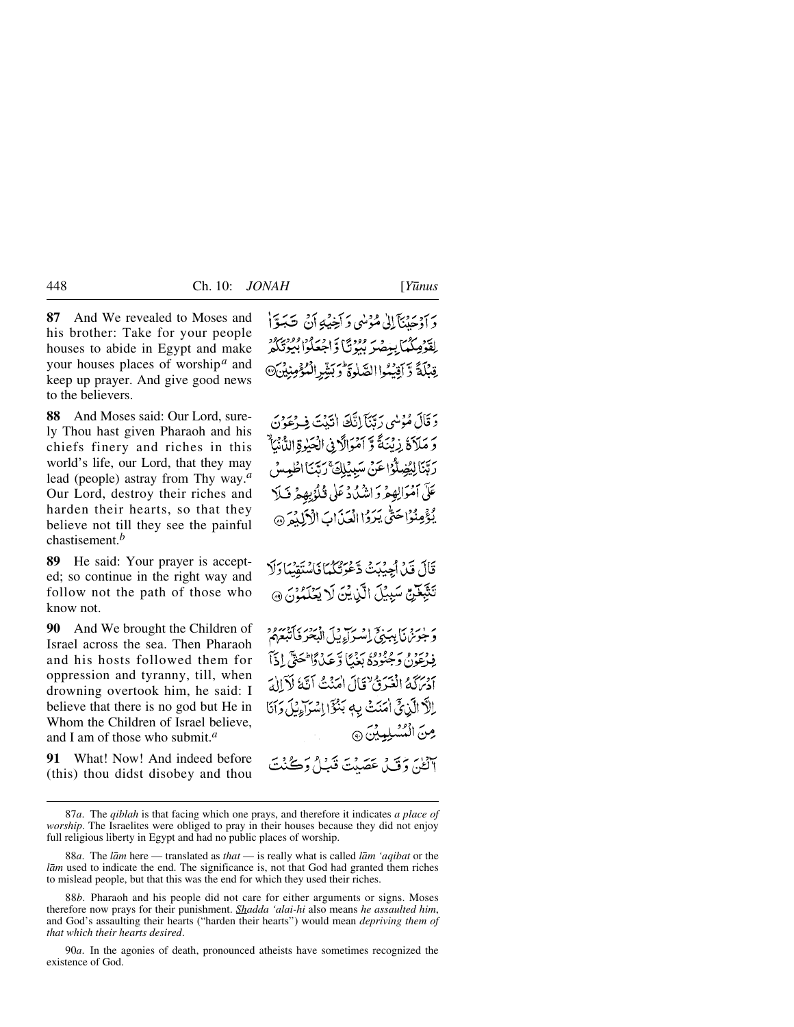**87** And We revealed to Moses and his brother: Take for your people houses to abide in Egypt and make your houses places of worship[a] and keep up prayer. And give good news to the believers.

وَاَوْحَيْنَآ اِلٰى مُوْسٰى وَاَخِيْهِ اَنْ تَبَوَّاٰ لِقَوْمِكُمَا بِمِصْرَ بُيُوْتًا وَّاجْعَلُوْا بُيُوْتَكُمْ قِبْلَةً وَّاَقِيْمُوا الصَّلٰوةَ ؕ وَبَشِّرِ الْمُؤْمِنِيْنَ ۝

**88** And Moses said: Our Lord, surely Thou hast given Pharaoh and his chiefs finery and riches in this world's life, our Lord, that they may lead (people) astray from Thy way.[a] Our Lord, destroy their riches and harden their hearts, so that they believe not till they see the painful chastisement.[b]

وَقَالَ مُوْسٰى رَبَّنَآ اِنَّكَ اٰتَيْتَ فِرْعَوْنَ وَمَلَاَهٗ زِيْنَةً وَّاَمْوَالًا فِى الْحَيٰوةِ الدُّنْيَا ۙ رَبَّنَا لِيُضِلُّوْا عَنْ سَبِيْلِكَ ۚ رَبَّنَا اطْمِسْ عَلٰٓى اَمْوَالِهِمْ وَاشْدُدْ عَلٰى قُلُوْبِهِمْ فَلَا يُؤْمِنُوْا حَتّٰى يَرَوُا الْعَذَابَ الْاَلِيْمَ ۝

**89** He said: Your prayer is accepted; so continue in the right way and follow not the path of those who know not.

قَالَ قَدْ اُجِيْبَتْ دَّعْوَتُكُمَا فَاسْتَقِيْمَا وَلَا تَتَّبِعٰٓنِّ سَبِيْلَ الَّذِيْنَ لَا يَعْلَمُوْنَ ۝

**90** And We brought the Children of Israel across the sea. Then Pharaoh and his hosts followed them for oppression and tyranny, till, when drowning overtook him, he said: I believe that there is no god but He in Whom the Children of Israel believe, and I am of those who submit.[a]

وَجٰوَزْنَا بِبَنِىْٓ اِسْرَآءِيْلَ الْبَحْرَ فَاَتْبَعَهُمْ فِرْعَوْنُ وَجُنُوْدُهٗ بَغْيًا وَّعَدْوًا ؕ حَتّٰىٓ اِذَآ اَدْرَكَهُ الْغَرَقُ ۙ قَالَ اٰمَنْتُ اَنَّهٗ لَآ اِلٰهَ اِلَّا الَّذِىْٓ اٰمَنَتْ بِهٖ بَنُوْٓا اِسْرَآءِيْلَ وَاَنَا مِنَ الْمُسْلِمِيْنَ ۝

**91** What! Now! And indeed before (this) thou didst disobey and thou

آٰلْـٰٔنَ وَقَدْ عَصَيْتَ قَبْلُ وَكُنْتَ

---

87*a*. The *qiblah* is that facing which one prays, and therefore it indicates *a place of worship*. The Israelites were obliged to pray in their houses because they did not enjoy full religious liberty in Egypt and had no public places of worship.

88*a*. The *lām* here — translated as *that* — is really what is called *lām 'aqibat* or the *lām* used to indicate the end. The significance is, not that God had granted them riches to mislead people, but that this was the end for which they used their riches.

88*b*. Pharaoh and his people did not care for either arguments or signs. Moses therefore now prays for their punishment. *Shadda 'alai-hi* also means *he assaulted him*, and God's assaulting their hearts ("harden their hearts") would mean *depriving them of that which their hearts desired*.

90*a*. In the agonies of death, pronounced atheists have sometimes recognized the existence of God.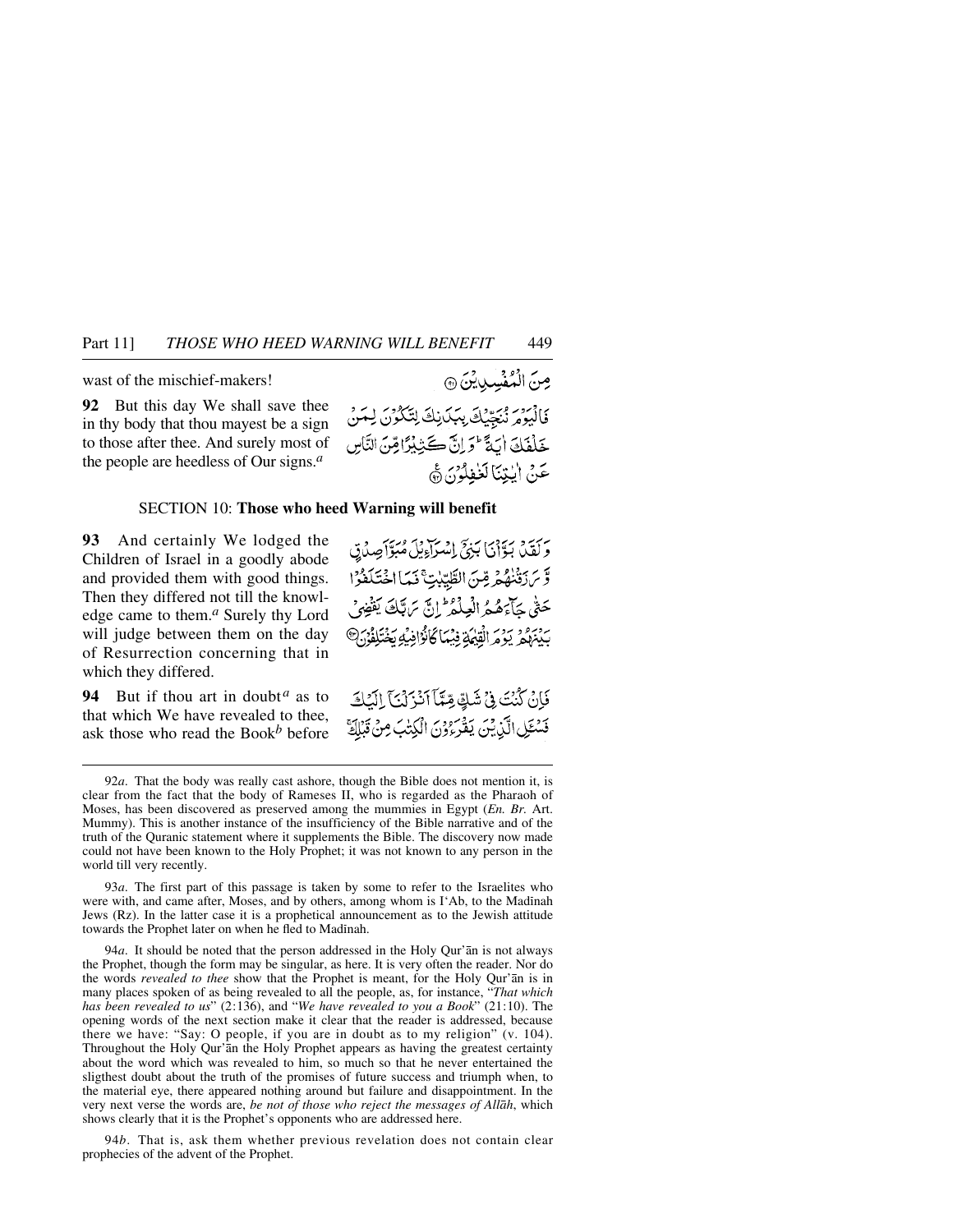wast of the mischief-makers!

مِنَ الْمُفْسِدِيْنَ ﴿٩١﴾

**92** But this day We shall save thee in thy body that thou mayest be a sign to those after thee. And surely most of the people are heedless of Our signs.[a]

فَالْيَوْمَ نُنَجِّيْكَ بِبَدَنِكَ لِتَكُوْنَ لِمَنْ خَلْفَكَ اٰيَةً ؕ وَ اِنَّ كَثِيْرًا مِّنَ النَّاسِ عَنْ اٰيٰتِنَا لَغٰفِلُوْنَ ﴿٩٢﴾

## SECTION 10: **Those who heed Warning will benefit**

**93** And certainly We lodged the Children of Israel in a goodly abode and provided them with good things. Then they differed not till the knowledge came to them.[a] Surely thy Lord will judge between them on the day of Resurrection concerning that in which they differed.

وَ لَقَدْ بَوَّاْنَا بَنِیْۤ اِسْرَآءِیْلَ مُبَوَّاَ صِدْقٍ وَّ رَزَقْنٰهُمْ مِّنَ الطَّیِّبٰتِ ۚ فَمَا اخْتَلَفُوْا حَتّٰی جَآءَهُمُ الْعِلْمُ ؕ اِنَّ رَبَّكَ یَقْضِیْ بَیْنَهُمْ یَوْمَ الْقِیٰمَةِ فِیْمَا كَانُوْا فِیْهِ یَخْتَلِفُوْنَ ﴿٩٣﴾

**94** But if thou art in doubt[a] as to that which We have revealed to thee, ask those who read the Book[b] before

فَاِنْ كُنْتَ فِیْ شَكٍّ مِّمَّاۤ اَنْزَلْنَاۤ اِلَیْكَ فَسْئَلِ الَّذِیْنَ یَقْرَءُوْنَ الْكِتٰبَ مِنْ قَبْلِكَ ۚ

---

92*a*. That the body was really cast ashore, though the Bible does not mention it, is clear from the fact that the body of Rameses II, who is regarded as the Pharaoh of Moses, has been discovered as preserved among the mummies in Egypt (*En. Br.* Art. Mummy). This is another instance of the insufficiency of the Bible narrative and of the truth of the Quranic statement where it supplements the Bible. The discovery now made could not have been known to the Holy Prophet; it was not known to any person in the world till very recently.

93*a*. The first part of this passage is taken by some to refer to the Israelites who were with, and came after, Moses, and by others, among whom is I'Ab, to the Madīnah Jews (Rz). In the latter case it is a prophetical announcement as to the Jewish attitude towards the Prophet later on when he fled to Madīnah.

94*a*. It should be noted that the person addressed in the Holy Qur'ān is not always the Prophet, though the form may be singular, as here. It is very often the reader. Nor do the words *revealed to thee* show that the Prophet is meant, for the Holy Qur'ān is in many places spoken of as being revealed to all the people, as, for instance, "*That which has been revealed to us*" (2:136), and "*We have revealed to you a Book*" (21:10). The opening words of the next section make it clear that the reader is addressed, because there we have: "Say: O people, if you are in doubt as to my religion" (v. 104). Throughout the Holy Qur'ān the Holy Prophet appears as having the greatest certainty about the word which was revealed to him, so much so that he never entertained the sligthest doubt about the truth of the promises of future success and triumph when, to the material eye, there appeared nothing around but failure and disappointment. In the very next verse the words are, *be not of those who reject the messages of Allāh*, which shows clearly that it is the Prophet's opponents who are addressed here.

94*b*. That is, ask them whether previous revelation does not contain clear prophecies of the advent of the Prophet.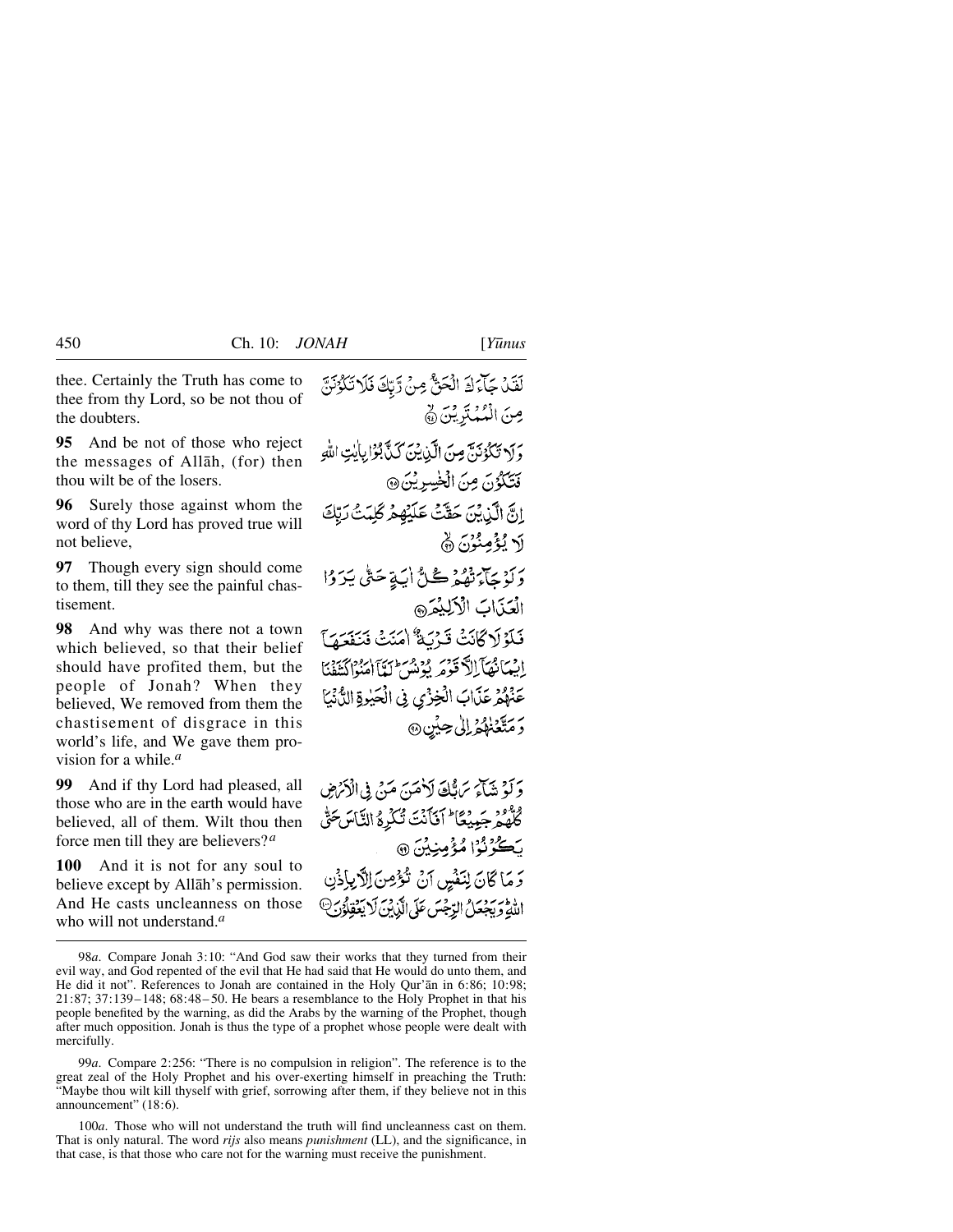thee. Certainly the Truth has come to thee from thy Lord, so be not thou of the doubters.

لَقَدْ جَآءَكَ الْحَقُّ مِنْ رَّبِّكَ فَلَا تَكُوْنَنَّ مِنَ الْمُمْتَرِيْنَ ﴿۹۴﴾

**95** And be not of those who reject the messages of Allāh, (for) then thou wilt be of the losers.

وَلَا تَكُوْنَنَّ مِنَ الَّذِيْنَ كَذَّبُوْا بِاٰيٰتِ اللّٰهِ فَتَكُوْنَ مِنَ الْخٰسِرِيْنَ ﴿۹۵﴾

**96** Surely those against whom the word of thy Lord has proved true will not believe,

اِنَّ الَّذِيْنَ حَقَّتْ عَلَيْهِمْ كَلِمَتُ رَبِّكَ لَا يُؤْمِنُوْنَ ﴿۹۶﴾

**97** Though every sign should come to them, till they see the painful chastisement.

وَلَوْ جَآءَتْهُمْ كُلُّ اٰيَةٍ حَتّٰى يَرَوُا الْعَذَابَ الْاَلِيْمَ ﴿۹۷﴾

**98** And why was there not a town which believed, so that their belief should have profited them, but the people of Jonah? When they believed, We removed from them the chastisement of disgrace in this world's life, and We gave them provision for a while.[a]

فَلَوْلَا كَانَتْ قَرْيَةٌ اٰمَنَتْ فَنَفَعَهَآ اِيْمَانُهَآ اِلَّا قَوْمَ يُوْنُسَ ؕ لَمَّآ اٰمَنُوْا كَشَفْنَا عَنْهُمْ عَذَابَ الْخِزْيِ فِي الْحَيٰوةِ الدُّنْيَا وَمَتَّعْنٰهُمْ اِلٰى حِيْنٍ ﴿۹۸﴾

**99** And if thy Lord had pleased, all those who are in the earth would have believed, all of them. Wilt thou then force men till they are believers?[a]

وَلَوْ شَآءَ رَبُّكَ لَاٰمَنَ مَنْ فِي الْاَرْضِ كُلُّهُمْ جَمِيْعًا ؕ اَفَاَنْتَ تُكْرِهُ النَّاسَ حَتّٰى يَكُوْنُوْا مُؤْمِنِيْنَ ﴿۹۹﴾

**100** And it is not for any soul to believe except by Allāh's permission. And He casts uncleanness on those who will not understand.[a]

وَمَا كَانَ لِنَفْسٍ اَنْ تُؤْمِنَ اِلَّا بِاِذْنِ اللّٰهِ ؕ وَيَجْعَلُ الرِّجْسَ عَلَى الَّذِيْنَ لَا يَعْقِلُوْنَ ﴿۱۰۰﴾

---

98*a*. Compare Jonah 3:10: "And God saw their works that they turned from their evil way, and God repented of the evil that He had said that He would do unto them, and He did it not". References to Jonah are contained in the Holy Qur'ān in 6:86; 10:98; 21:87; 37:139–148; 68:48–50. He bears a resemblance to the Holy Prophet in that his people benefited by the warning, as did the Arabs by the warning of the Prophet, though after much opposition. Jonah is thus the type of a prophet whose people were dealt with mercifully.

99*a*. Compare 2:256: "There is no compulsion in religion". The reference is to the great zeal of the Holy Prophet and his over-exerting himself in preaching the Truth: "Maybe thou wilt kill thyself with grief, sorrowing after them, if they believe not in this announcement" (18:6).

100*a*. Those who will not understand the truth will find uncleanness cast on them. That is only natural. The word *rijs* also means *punishment* (LL), and the significance, in that case, is that those who care not for the warning must receive the punishment.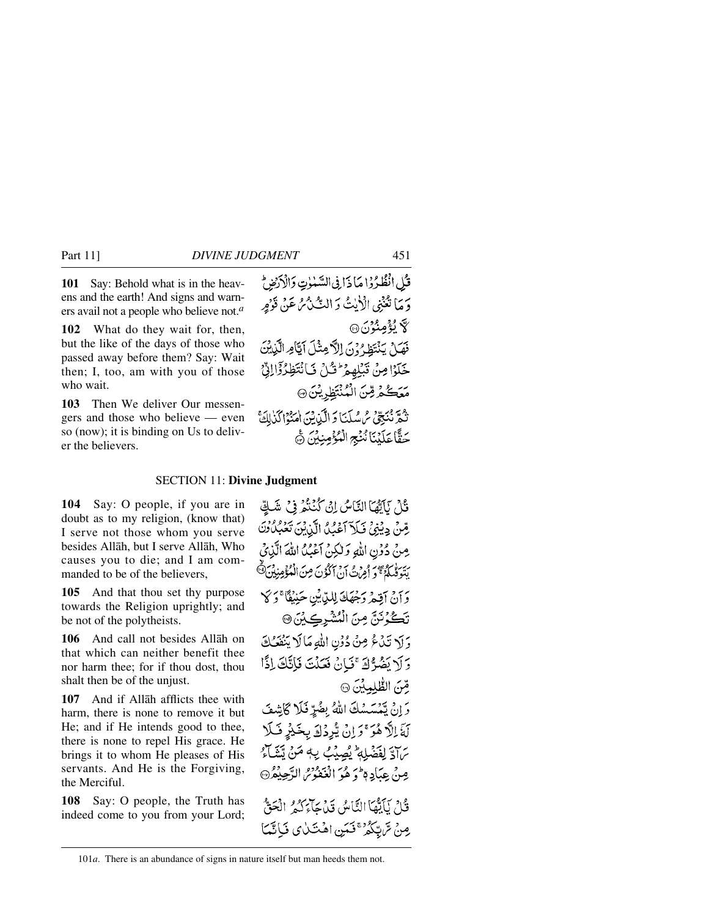**101** Say: Behold what is in the heavens and the earth! And signs and warners avail not a people who believe not.[a]

قُلِ انْظُرُوْا مَاذَا فِي السَّمٰوٰتِ وَالْاَرْضِ ؕ وَمَا تُغْنِي الْاٰيٰتُ وَالنُّذُرُ عَنْ قَوْمٍ لَّا يُؤْمِنُوْنَ ۝

**102** What do they wait for, then, but the like of the days of those who passed away before them? Say: Wait then; I, too, am with you of those who wait.

فَهَلْ يَنْتَظِرُوْنَ اِلَّا مِثْلَ اَيَّامِ الَّذِيْنَ خَلَوْا مِنْ قَبْلِهِمْ ؕ قُلْ فَانْتَظِرُوْۤا اِنِّيْ مَعَكُمْ مِّنَ الْمُنْتَظِرِيْنَ ۝

**103** Then We deliver Our messengers and those who believe — even so (now); it is binding on Us to deliver the believers.

ثُمَّ نُنَجِّيْ رُسُلَنَا وَالَّذِيْنَ اٰمَنُوْا كَذٰلِكَ ۚ حَقًّا عَلَيْنَا نُنْجِ الْمُؤْمِنِيْنَ ۝

## SECTION 11: Divine Judgment

**104** Say: O people, if you are in doubt as to my religion, (know that) I serve not those whom you serve besides Allāh, but I serve Allāh, Who causes you to die; and I am commanded to be of the believers,

قُلْ يٰۤاَيُّهَا النَّاسُ اِنْ كُنْتُمْ فِيْ شَكٍّ مِّنْ دِيْنِيْ فَلَاۤ اَعْبُدُ الَّذِيْنَ تَعْبُدُوْنَ مِنْ دُوْنِ اللّٰهِ وَلٰكِنْ اَعْبُدُ اللّٰهَ الَّذِيْ يَتَوَفّٰىكُمْ ۚۖ وَاُمِرْتُ اَنْ اَكُوْنَ مِنَ الْمُؤْمِنِيْنَ ۝

**105** And that thou set thy purpose towards the Religion uprightly; and be not of the polytheists.

وَاَنْ اَقِمْ وَجْهَكَ لِلدِّيْنِ حَنِيْفًا ۚ وَلَا تَكُوْنَنَّ مِنَ الْمُشْرِكِيْنَ ۝

**106** And call not besides Allāh on that which can neither benefit thee nor harm thee; for if thou dost, thou shalt then be of the unjust.

وَلَا تَدْعُ مِنْ دُوْنِ اللّٰهِ مَا لَا يَنْفَعُكَ وَلَا يَضُرُّكَ ۚ فَاِنْ فَعَلْتَ فَاِنَّكَ اِذًا مِّنَ الظّٰلِمِيْنَ ۝

**107** And if Allāh afflicts thee with harm, there is none to remove it but He; and if He intends good to thee, there is none to repel His grace. He brings it to whom He pleases of His servants. And He is the Forgiving, the Merciful.

وَاِنْ يَّمْسَسْكَ اللّٰهُ بِضُرٍّ فَلَا كَاشِفَ لَهٗۤ اِلَّا هُوَ ۚ وَاِنْ يُّرِدْكَ بِخَيْرٍ فَلَا رَآدَّ لِفَضْلِهٖ ؕ يُصِيْبُ بِهٖ مَنْ يَّشَآءُ مِنْ عِبَادِهٖ ؕ وَهُوَ الْغَفُوْرُ الرَّحِيْمُ ۝

**108** Say: O people, the Truth has indeed come to you from your Lord;

قُلْ يٰۤاَيُّهَا النَّاسُ قَدْ جَآءَكُمُ الْحَقُّ مِنْ رَّبِّكُمْ ۚ فَمَنِ اهْتَدٰى فَاِنَّمَا

---

101*a*. There is an abundance of signs in nature itself but man heeds them not.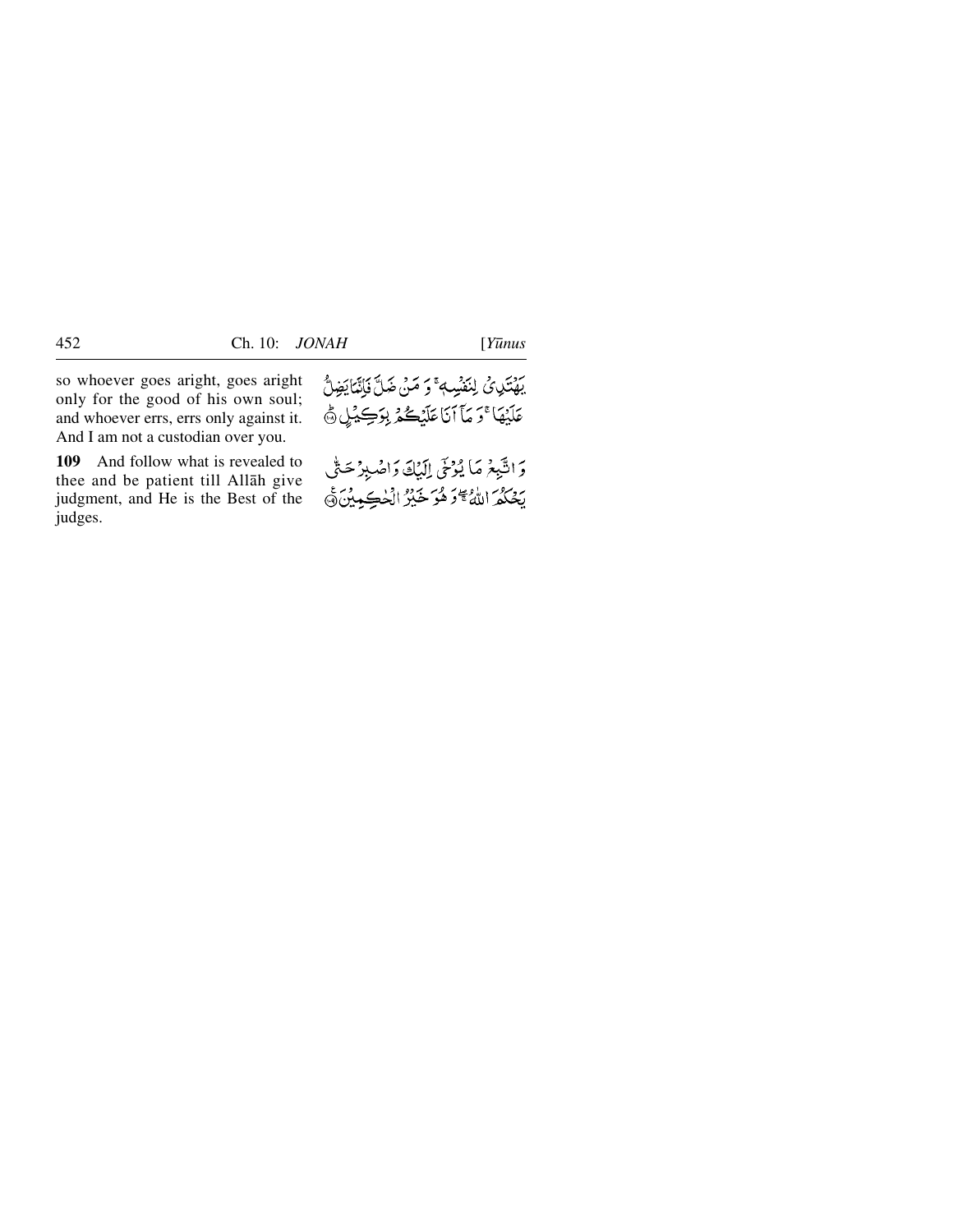so whoever goes aright, goes aright only for the good of his own soul; and whoever errs, errs only against it. And I am not a custodian over you.

يَهْتَدِيْ لِنَفْسِهٖ ۚ وَمَنْ ضَلَّ فَاِنَّمَا يَضِلُّ عَلَيْهَا ۚ وَمَاۤ اَنَا عَلَيْكُمْ بِوَكِيْلٍ ۝١٠٨

**109** And follow what is revealed to thee and be patient till Allāh give judgment, and He is the Best of the judges.

وَاتَّبِعْ مَا يُوْحٰۤى اِلَيْكَ وَاصْبِرْ حَتّٰى يَحْكُمَ اللّٰهُ ۚۖ وَهُوَ خَيْرُ الْحٰكِمِيْنَ ۝١٠٩